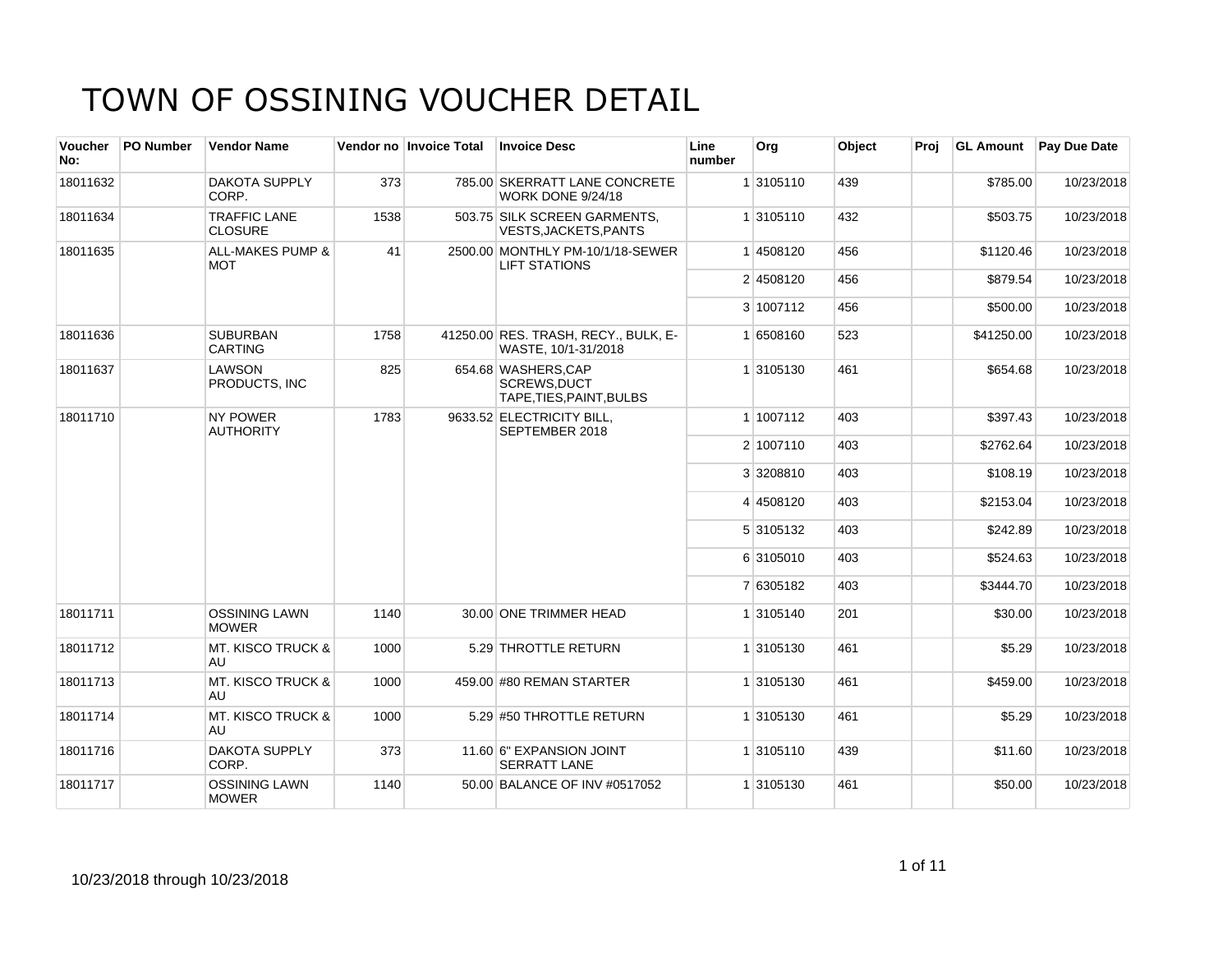# TOWN OF OSSINING VOUCHER DETAIL

| Voucher No: | PO Number | Vendor Name | Vendor no | Invoice Total | Invoice Desc | Line number | Org | Object | Proj | GL Amount | Pay Due Date |
|---|---|---|---|---|---|---|---|---|---|---|---|
| 18011632 | | DAKOTA SUPPLY CORP. | 373 | 785.00 | SKERRATT LANE CONCRETE WORK DONE 9/24/18 | 1 | 3105110 | 439 | | $785.00 | 10/23/2018 |
| 18011634 | | TRAFFIC LANE CLOSURE | 1538 | 503.75 | SILK SCREEN GARMENTS, VESTS,JACKETS,PANTS | 1 | 3105110 | 432 | | $503.75 | 10/23/2018 |
| 18011635 | | ALL-MAKES PUMP & MOT | 41 | 2500.00 | MONTHLY PM-10/1/18-SEWER LIFT STATIONS | 1 | 4508120 | 456 | | $1120.46 | 10/23/2018 |
| | | | | | | 2 | 4508120 | 456 | | $879.54 | 10/23/2018 |
| | | | | | | 3 | 1007112 | 456 | | $500.00 | 10/23/2018 |
| 18011636 | | SUBURBAN CARTING | 1758 | 41250.00 | RES. TRASH, RECY., BULK, E-WASTE, 10/1-31/2018 | 1 | 6508160 | 523 | | $41250.00 | 10/23/2018 |
| 18011637 | | LAWSON PRODUCTS, INC | 825 | 654.68 | WASHERS,CAP SCREWS,DUCT TAPE,TIES,PAINT,BULBS | 1 | 3105130 | 461 | | $654.68 | 10/23/2018 |
| 18011710 | | NY POWER AUTHORITY | 1783 | 9633.52 | ELECTRICITY BILL, SEPTEMBER 2018 | 1 | 1007112 | 403 | | $397.43 | 10/23/2018 |
| | | | | | | 2 | 1007110 | 403 | | $2762.64 | 10/23/2018 |
| | | | | | | 3 | 3208810 | 403 | | $108.19 | 10/23/2018 |
| | | | | | | 4 | 4508120 | 403 | | $2153.04 | 10/23/2018 |
| | | | | | | 5 | 3105132 | 403 | | $242.89 | 10/23/2018 |
| | | | | | | 6 | 3105010 | 403 | | $524.63 | 10/23/2018 |
| | | | | | | 7 | 6305182 | 403 | | $3444.70 | 10/23/2018 |
| 18011711 | | OSSINING LAWN MOWER | 1140 | 30.00 | ONE TRIMMER HEAD | 1 | 3105140 | 201 | | $30.00 | 10/23/2018 |
| 18011712 | | MT. KISCO TRUCK & AU | 1000 | 5.29 | THROTTLE RETURN | 1 | 3105130 | 461 | | $5.29 | 10/23/2018 |
| 18011713 | | MT. KISCO TRUCK & AU | 1000 | 459.00 | #80 REMAN STARTER | 1 | 3105130 | 461 | | $459.00 | 10/23/2018 |
| 18011714 | | MT. KISCO TRUCK & AU | 1000 | 5.29 | #50 THROTTLE RETURN | 1 | 3105130 | 461 | | $5.29 | 10/23/2018 |
| 18011716 | | DAKOTA SUPPLY CORP. | 373 | 11.60 | 6" EXPANSION JOINT SERRATT LANE | 1 | 3105110 | 439 | | $11.60 | 10/23/2018 |
| 18011717 | | OSSINING LAWN MOWER | 1140 | 50.00 | BALANCE OF INV #0517052 | 1 | 3105130 | 461 | | $50.00 | 10/23/2018 |

10/23/2018 through 10/23/2018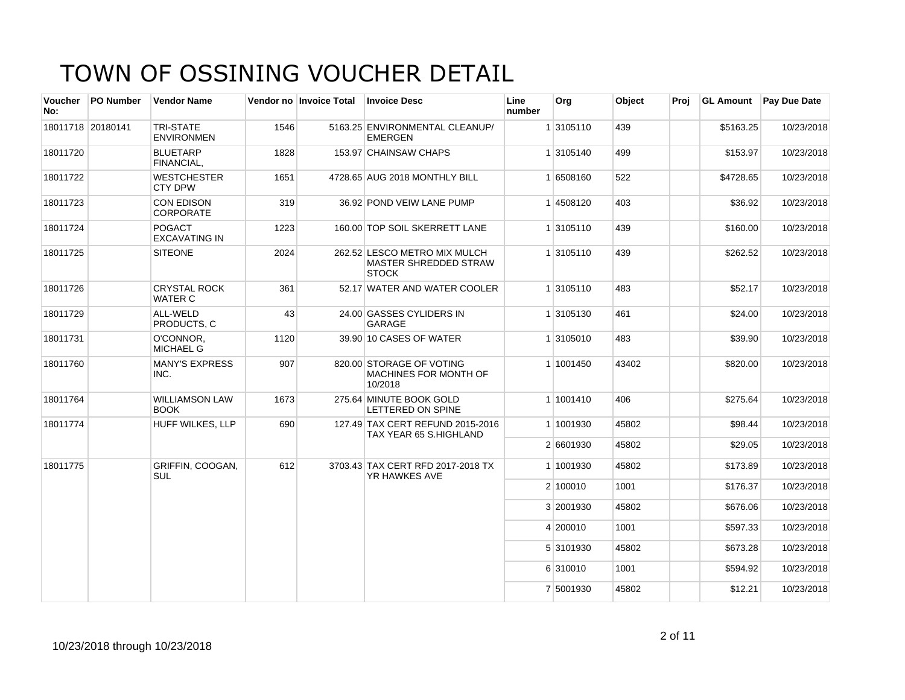# TOWN OF OSSINING VOUCHER DETAIL

| Voucher No: | PO Number | Vendor Name | Vendor no | Invoice Total | Invoice Desc | Line number | Org | Object | Proj | GL Amount | Pay Due Date |
|---|---|---|---|---|---|---|---|---|---|---|---|
| 18011718 | 20180141 | TRI-STATE ENVIRONMEN | 1546 | 5163.25 | ENVIRONMENTAL CLEANUP/ EMERGEN | 1 | 3105110 | 439 | | $5163.25 | 10/23/2018 |
| 18011720 | | BLUETARP FINANCIAL, | 1828 | 153.97 | CHAINSAW CHAPS | 1 | 3105140 | 499 | | $153.97 | 10/23/2018 |
| 18011722 | | WESTCHESTER CTY DPW | 1651 | 4728.65 | AUG 2018 MONTHLY BILL | 1 | 6508160 | 522 | | $4728.65 | 10/23/2018 |
| 18011723 | | CON EDISON CORPORATE | 319 | 36.92 | POND VEIW LANE PUMP | 1 | 4508120 | 403 | | $36.92 | 10/23/2018 |
| 18011724 | | POGACT EXCAVATING IN | 1223 | 160.00 | TOP SOIL SKERRETT LANE | 1 | 3105110 | 439 | | $160.00 | 10/23/2018 |
| 18011725 | | SITEONE | 2024 | 262.52 | LESCO METRO MIX MULCH MASTER SHREDDED STRAW STOCK | 1 | 3105110 | 439 | | $262.52 | 10/23/2018 |
| 18011726 | | CRYSTAL ROCK WATER C | 361 | 52.17 | WATER AND WATER COOLER | 1 | 3105110 | 483 | | $52.17 | 10/23/2018 |
| 18011729 | | ALL-WELD PRODUCTS, C | 43 | 24.00 | GASSES CYLIDERS IN GARAGE | 1 | 3105130 | 461 | | $24.00 | 10/23/2018 |
| 18011731 | | O'CONNOR, MICHAEL G | 1120 | 39.90 | 10 CASES OF WATER | 1 | 3105010 | 483 | | $39.90 | 10/23/2018 |
| 18011760 | | MANY'S EXPRESS INC. | 907 | 820.00 | STORAGE OF VOTING MACHINES FOR MONTH OF 10/2018 | 1 | 1001450 | 43402 | | $820.00 | 10/23/2018 |
| 18011764 | | WILLIAMSON LAW BOOK | 1673 | 275.64 | MINUTE BOOK GOLD LETTERED ON SPINE | 1 | 1001410 | 406 | | $275.64 | 10/23/2018 |
| 18011774 | | HUFF WILKES, LLP | 690 | 127.49 | TAX CERT REFUND 2015-2016 TAX YEAR 65 S.HIGHLAND | 1 | 1001930 | 45802 | | $98.44 | 10/23/2018 |
| | | | | | | 2 | 6601930 | 45802 | | $29.05 | 10/23/2018 |
| 18011775 | | GRIFFIN, COOGAN, SUL | 612 | 3703.43 | TAX CERT RFD 2017-2018 TX YR HAWKES AVE | 1 | 1001930 | 45802 | | $173.89 | 10/23/2018 |
| | | | | | | 2 | 100010 | 1001 | | $176.37 | 10/23/2018 |
| | | | | | | 3 | 2001930 | 45802 | | $676.06 | 10/23/2018 |
| | | | | | | 4 | 200010 | 1001 | | $597.33 | 10/23/2018 |
| | | | | | | 5 | 3101930 | 45802 | | $673.28 | 10/23/2018 |
| | | | | | | 6 | 310010 | 1001 | | $594.92 | 10/23/2018 |
| | | | | | | 7 | 5001930 | 45802 | | $12.21 | 10/23/2018 |

10/23/2018 through 10/23/2018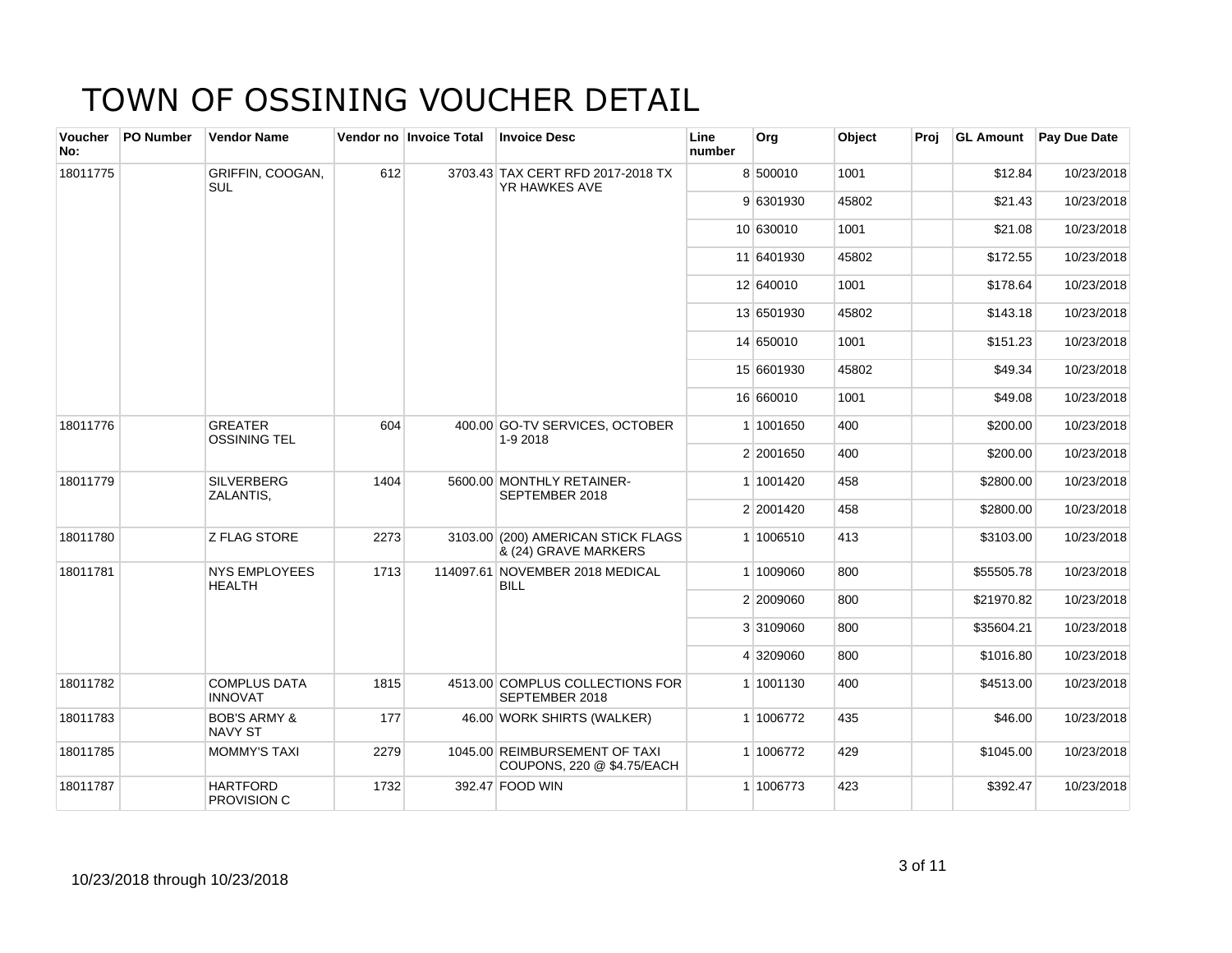# TOWN OF OSSINING VOUCHER DETAIL

| Voucher No: | PO Number | Vendor Name | Vendor no | Invoice Total | Invoice Desc | Line number | Org | Object | Proj | GL Amount | Pay Due Date |
|---|---|---|---|---|---|---|---|---|---|---|---|
| 18011775 | | GRIFFIN, COOGAN, SUL | 612 | 3703.43 | TAX CERT RFD 2017-2018 TX YR HAWKES AVE | 8 | 500010 | 1001 | | $12.84 | 10/23/2018 |
| | | | | | | 9 | 6301930 | 45802 | | $21.43 | 10/23/2018 |
| | | | | | | 10 | 630010 | 1001 | | $21.08 | 10/23/2018 |
| | | | | | | 11 | 6401930 | 45802 | | $172.55 | 10/23/2018 |
| | | | | | | 12 | 640010 | 1001 | | $178.64 | 10/23/2018 |
| | | | | | | 13 | 6501930 | 45802 | | $143.18 | 10/23/2018 |
| | | | | | | 14 | 650010 | 1001 | | $151.23 | 10/23/2018 |
| | | | | | | 15 | 6601930 | 45802 | | $49.34 | 10/23/2018 |
| | | | | | | 16 | 660010 | 1001 | | $49.08 | 10/23/2018 |
| 18011776 | | GREATER OSSINING TEL | 604 | 400.00 | GO-TV SERVICES, OCTOBER 1-9 2018 | 1 | 1001650 | 400 | | $200.00 | 10/23/2018 |
| | | | | | | 2 | 2001650 | 400 | | $200.00 | 10/23/2018 |
| 18011779 | | SILVERBERG ZALANTIS, | 1404 | 5600.00 | MONTHLY RETAINER-SEPTEMBER 2018 | 1 | 1001420 | 458 | | $2800.00 | 10/23/2018 |
| | | | | | | 2 | 2001420 | 458 | | $2800.00 | 10/23/2018 |
| 18011780 | | Z FLAG STORE | 2273 | 3103.00 | (200) AMERICAN STICK FLAGS & (24) GRAVE MARKERS | 1 | 1006510 | 413 | | $3103.00 | 10/23/2018 |
| 18011781 | | NYS EMPLOYEES HEALTH | 1713 | 114097.61 | NOVEMBER 2018 MEDICAL BILL | 1 | 1009060 | 800 | | $55505.78 | 10/23/2018 |
| | | | | | | 2 | 2009060 | 800 | | $21970.82 | 10/23/2018 |
| | | | | | | 3 | 3109060 | 800 | | $35604.21 | 10/23/2018 |
| | | | | | | 4 | 3209060 | 800 | | $1016.80 | 10/23/2018 |
| 18011782 | | COMPLUS DATA INNOVAT | 1815 | 4513.00 | COMPLUS COLLECTIONS FOR SEPTEMBER 2018 | 1 | 1001130 | 400 | | $4513.00 | 10/23/2018 |
| 18011783 | | BOB'S ARMY & NAVY ST | 177 | 46.00 | WORK SHIRTS (WALKER) | 1 | 1006772 | 435 | | $46.00 | 10/23/2018 |
| 18011785 | | MOMMY'S TAXI | 2279 | 1045.00 | REIMBURSEMENT OF TAXI COUPONS, 220 @ $4.75/EACH | 1 | 1006772 | 429 | | $1045.00 | 10/23/2018 |
| 18011787 | | HARTFORD PROVISION C | 1732 | 392.47 | FOOD WIN | 1 | 1006773 | 423 | | $392.47 | 10/23/2018 |

10/23/2018 through 10/23/2018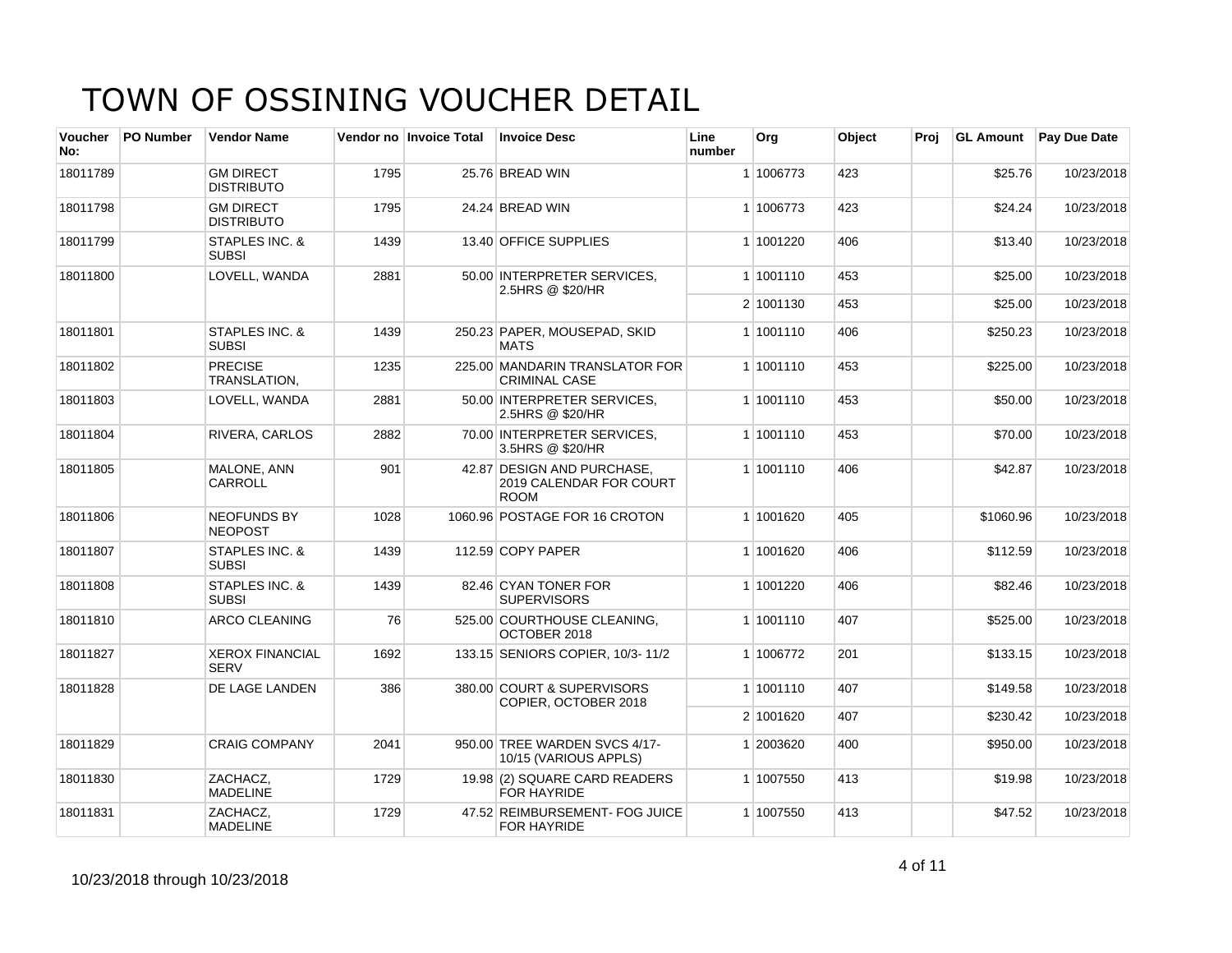# TOWN OF OSSINING VOUCHER DETAIL

| Voucher No: | PO Number | Vendor Name | Vendor no | Invoice Total | Invoice Desc | Line number | Org | Object | Proj | GL Amount | Pay Due Date |
|---|---|---|---|---|---|---|---|---|---|---|---|
| 18011789 | | GM DIRECT DISTRIBUTO | 1795 | 25.76 | BREAD WIN | 1 | 1006773 | 423 | | $25.76 | 10/23/2018 |
| 18011798 | | GM DIRECT DISTRIBUTO | 1795 | 24.24 | BREAD WIN | 1 | 1006773 | 423 | | $24.24 | 10/23/2018 |
| 18011799 | | STAPLES INC. & SUBSI | 1439 | 13.40 | OFFICE SUPPLIES | 1 | 1001220 | 406 | | $13.40 | 10/23/2018 |
| 18011800 | | LOVELL, WANDA | 2881 | 50.00 | INTERPRETER SERVICES, 2.5HRS @ $20/HR | 1 | 1001110 | 453 | | $25.00 | 10/23/2018 |
| | | | | | | 2 | 1001130 | 453 | | $25.00 | 10/23/2018 |
| 18011801 | | STAPLES INC. & SUBSI | 1439 | 250.23 | PAPER, MOUSEPAD, SKID MATS | 1 | 1001110 | 406 | | $250.23 | 10/23/2018 |
| 18011802 | | PRECISE TRANSLATION, | 1235 | 225.00 | MANDARIN TRANSLATOR FOR CRIMINAL CASE | 1 | 1001110 | 453 | | $225.00 | 10/23/2018 |
| 18011803 | | LOVELL, WANDA | 2881 | 50.00 | INTERPRETER SERVICES, 2.5HRS @ $20/HR | 1 | 1001110 | 453 | | $50.00 | 10/23/2018 |
| 18011804 | | RIVERA, CARLOS | 2882 | 70.00 | INTERPRETER SERVICES, 3.5HRS @ $20/HR | 1 | 1001110 | 453 | | $70.00 | 10/23/2018 |
| 18011805 | | MALONE, ANN CARROLL | 901 | 42.87 | DESIGN AND PURCHASE, 2019 CALENDAR FOR COURT ROOM | 1 | 1001110 | 406 | | $42.87 | 10/23/2018 |
| 18011806 | | NEOFUNDS BY NEOPOST | 1028 | 1060.96 | POSTAGE FOR 16 CROTON | 1 | 1001620 | 405 | | $1060.96 | 10/23/2018 |
| 18011807 | | STAPLES INC. & SUBSI | 1439 | 112.59 | COPY PAPER | 1 | 1001620 | 406 | | $112.59 | 10/23/2018 |
| 18011808 | | STAPLES INC. & SUBSI | 1439 | 82.46 | CYAN TONER FOR SUPERVISORS | 1 | 1001220 | 406 | | $82.46 | 10/23/2018 |
| 18011810 | | ARCO CLEANING | 76 | 525.00 | COURTHOUSE CLEANING, OCTOBER 2018 | 1 | 1001110 | 407 | | $525.00 | 10/23/2018 |
| 18011827 | | XEROX FINANCIAL SERV | 1692 | 133.15 | SENIORS COPIER, 10/3- 11/2 | 1 | 1006772 | 201 | | $133.15 | 10/23/2018 |
| 18011828 | | DE LAGE LANDEN | 386 | 380.00 | COURT & SUPERVISORS COPIER, OCTOBER 2018 | 1 | 1001110 | 407 | | $149.58 | 10/23/2018 |
| | | | | | | 2 | 1001620 | 407 | | $230.42 | 10/23/2018 |
| 18011829 | | CRAIG COMPANY | 2041 | 950.00 | TREE WARDEN SVCS 4/17- 10/15 (VARIOUS APPLS) | 1 | 2003620 | 400 | | $950.00 | 10/23/2018 |
| 18011830 | | ZACHACZ, MADELINE | 1729 | 19.98 | (2) SQUARE CARD READERS FOR HAYRIDE | 1 | 1007550 | 413 | | $19.98 | 10/23/2018 |
| 18011831 | | ZACHACZ, MADELINE | 1729 | 47.52 | REIMBURSEMENT- FOG JUICE FOR HAYRIDE | 1 | 1007550 | 413 | | $47.52 | 10/23/2018 |

10/23/2018 through 10/23/2018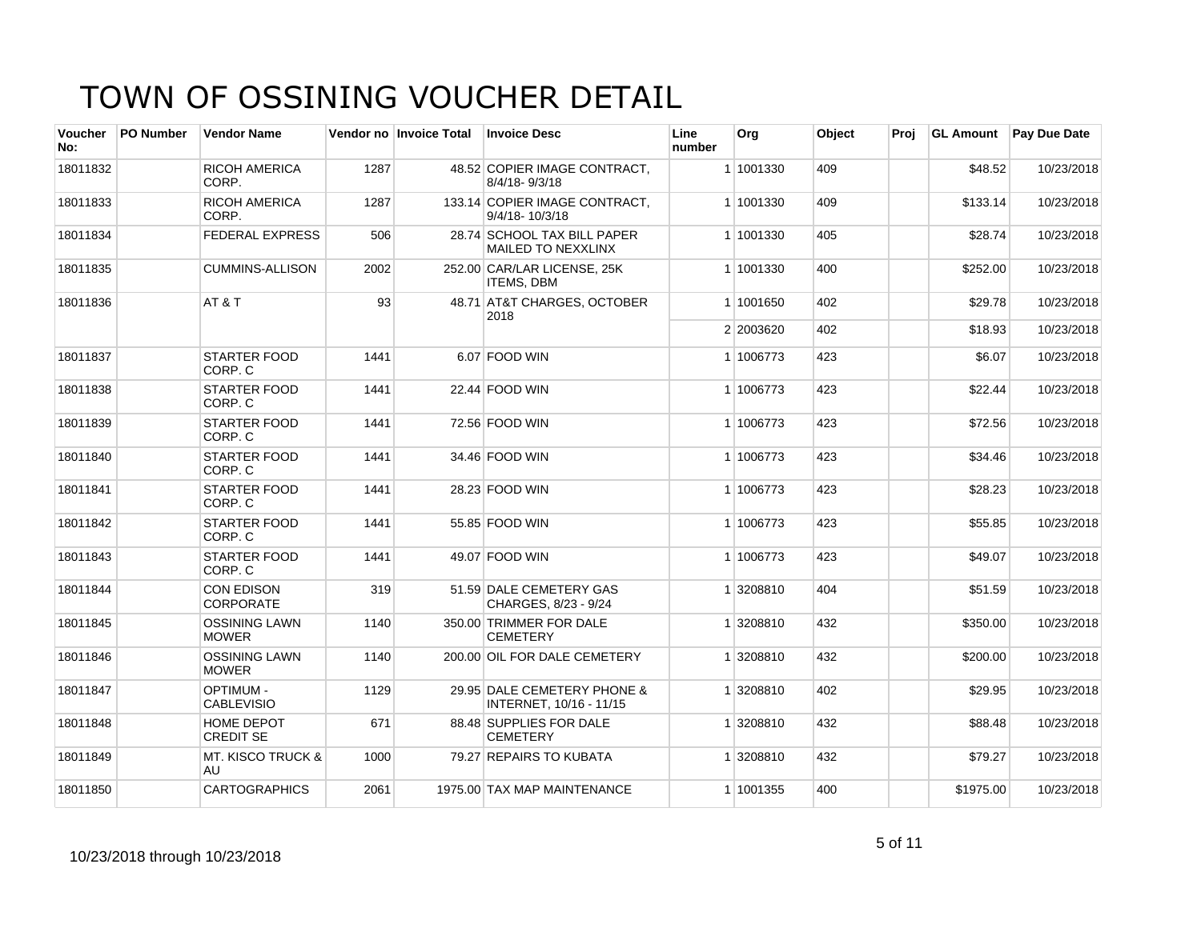# TOWN OF OSSINING VOUCHER DETAIL

| Voucher No: | PO Number | Vendor Name | Vendor no | Invoice Total | Invoice Desc | Line number | Org | Object | Proj | GL Amount | Pay Due Date |
|---|---|---|---|---|---|---|---|---|---|---|---|
| 18011832 | | RICOH AMERICA CORP. | 1287 | 48.52 | COPIER IMAGE CONTRACT, 8/4/18- 9/3/18 | 1 | 1001330 | 409 | | $48.52 | 10/23/2018 |
| 18011833 | | RICOH AMERICA CORP. | 1287 | 133.14 | COPIER IMAGE CONTRACT, 9/4/18- 10/3/18 | 1 | 1001330 | 409 | | $133.14 | 10/23/2018 |
| 18011834 | | FEDERAL EXPRESS | 506 | 28.74 | SCHOOL TAX BILL PAPER MAILED TO NEXXLINX | 1 | 1001330 | 405 | | $28.74 | 10/23/2018 |
| 18011835 | | CUMMINS-ALLISON | 2002 | 252.00 | CAR/LAR LICENSE, 25K ITEMS, DBM | 1 | 1001330 | 400 | | $252.00 | 10/23/2018 |
| 18011836 | | AT & T | 93 | 48.71 | AT&T CHARGES, OCTOBER 2018 | 1 | 1001650 | 402 | | $29.78 | 10/23/2018 |
| | | | | | | 2 | 2003620 | 402 | | $18.93 | 10/23/2018 |
| 18011837 | | STARTER FOOD CORP. C | 1441 | 6.07 | FOOD WIN | 1 | 1006773 | 423 | | $6.07 | 10/23/2018 |
| 18011838 | | STARTER FOOD CORP. C | 1441 | 22.44 | FOOD WIN | 1 | 1006773 | 423 | | $22.44 | 10/23/2018 |
| 18011839 | | STARTER FOOD CORP. C | 1441 | 72.56 | FOOD WIN | 1 | 1006773 | 423 | | $72.56 | 10/23/2018 |
| 18011840 | | STARTER FOOD CORP. C | 1441 | 34.46 | FOOD WIN | 1 | 1006773 | 423 | | $34.46 | 10/23/2018 |
| 18011841 | | STARTER FOOD CORP. C | 1441 | 28.23 | FOOD WIN | 1 | 1006773 | 423 | | $28.23 | 10/23/2018 |
| 18011842 | | STARTER FOOD CORP. C | 1441 | 55.85 | FOOD WIN | 1 | 1006773 | 423 | | $55.85 | 10/23/2018 |
| 18011843 | | STARTER FOOD CORP. C | 1441 | 49.07 | FOOD WIN | 1 | 1006773 | 423 | | $49.07 | 10/23/2018 |
| 18011844 | | CON EDISON CORPORATE | 319 | 51.59 | DALE CEMETERY GAS CHARGES, 8/23 - 9/24 | 1 | 3208810 | 404 | | $51.59 | 10/23/2018 |
| 18011845 | | OSSINING LAWN MOWER | 1140 | 350.00 | TRIMMER FOR DALE CEMETERY | 1 | 3208810 | 432 | | $350.00 | 10/23/2018 |
| 18011846 | | OSSINING LAWN MOWER | 1140 | 200.00 | OIL FOR DALE CEMETERY | 1 | 3208810 | 432 | | $200.00 | 10/23/2018 |
| 18011847 | | OPTIMUM - CABLEVISIO | 1129 | 29.95 | DALE CEMETERY PHONE & INTERNET, 10/16 - 11/15 | 1 | 3208810 | 402 | | $29.95 | 10/23/2018 |
| 18011848 | | HOME DEPOT CREDIT SE | 671 | 88.48 | SUPPLIES FOR DALE CEMETERY | 1 | 3208810 | 432 | | $88.48 | 10/23/2018 |
| 18011849 | | MT. KISCO TRUCK & AU | 1000 | 79.27 | REPAIRS TO KUBATA | 1 | 3208810 | 432 | | $79.27 | 10/23/2018 |
| 18011850 | | CARTOGRAPHICS | 2061 | 1975.00 | TAX MAP MAINTENANCE | 1 | 1001355 | 400 | | $1975.00 | 10/23/2018 |

10/23/2018 through 10/23/2018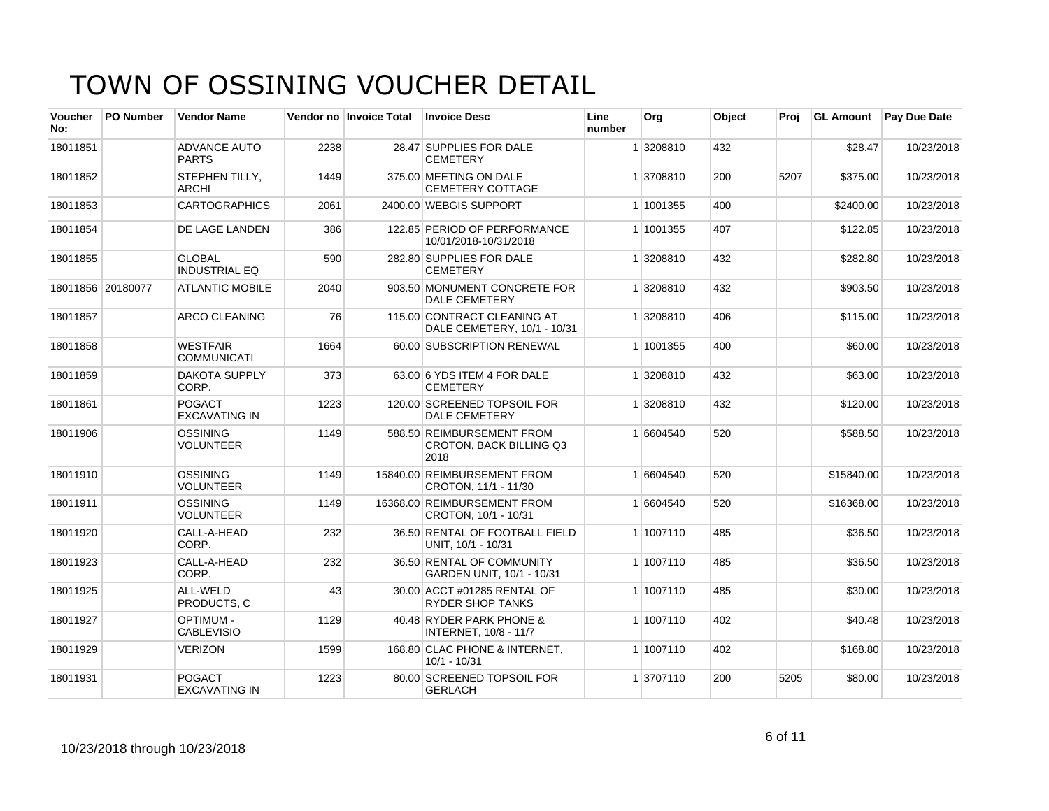# TOWN OF OSSINING VOUCHER DETAIL

| Voucher No: | PO Number | Vendor Name | Vendor no | Invoice Total | Invoice Desc | Line number | Org | Object | Proj | GL Amount | Pay Due Date |
|---|---|---|---|---|---|---|---|---|---|---|---|
| 18011851 | | ADVANCE AUTO PARTS | 2238 | 28.47 | SUPPLIES FOR DALE CEMETERY | 1 | 3208810 | 432 | | $28.47 | 10/23/2018 |
| 18011852 | | STEPHEN TILLY, ARCHI | 1449 | 375.00 | MEETING ON DALE CEMETERY COTTAGE | 1 | 3708810 | 200 | 5207 | $375.00 | 10/23/2018 |
| 18011853 | | CARTOGRAPHICS | 2061 | 2400.00 | WEBGIS SUPPORT | 1 | 1001355 | 400 | | $2400.00 | 10/23/2018 |
| 18011854 | | DE LAGE LANDEN | 386 | 122.85 | PERIOD OF PERFORMANCE 10/01/2018-10/31/2018 | 1 | 1001355 | 407 | | $122.85 | 10/23/2018 |
| 18011855 | | GLOBAL INDUSTRIAL EQ | 590 | 282.80 | SUPPLIES FOR DALE CEMETERY | 1 | 3208810 | 432 | | $282.80 | 10/23/2018 |
| 18011856 | 20180077 | ATLANTIC MOBILE | 2040 | 903.50 | MONUMENT CONCRETE FOR DALE CEMETERY | 1 | 3208810 | 432 | | $903.50 | 10/23/2018 |
| 18011857 | | ARCO CLEANING | 76 | 115.00 | CONTRACT CLEANING AT DALE CEMETERY, 10/1 - 10/31 | 1 | 3208810 | 406 | | $115.00 | 10/23/2018 |
| 18011858 | | WESTFAIR COMMUNICATI | 1664 | 60.00 | SUBSCRIPTION RENEWAL | 1 | 1001355 | 400 | | $60.00 | 10/23/2018 |
| 18011859 | | DAKOTA SUPPLY CORP. | 373 | 63.00 | 6 YDS ITEM 4 FOR DALE CEMETERY | 1 | 3208810 | 432 | | $63.00 | 10/23/2018 |
| 18011861 | | POGACT EXCAVATING IN | 1223 | 120.00 | SCREENED TOPSOIL FOR DALE CEMETERY | 1 | 3208810 | 432 | | $120.00 | 10/23/2018 |
| 18011906 | | OSSINING VOLUNTEER | 1149 | 588.50 | REIMBURSEMENT FROM CROTON, BACK BILLING Q3 2018 | 1 | 6604540 | 520 | | $588.50 | 10/23/2018 |
| 18011910 | | OSSINING VOLUNTEER | 1149 | 15840.00 | REIMBURSEMENT FROM CROTON, 11/1 - 11/30 | 1 | 6604540 | 520 | | $15840.00 | 10/23/2018 |
| 18011911 | | OSSINING VOLUNTEER | 1149 | 16368.00 | REIMBURSEMENT FROM CROTON, 10/1 - 10/31 | 1 | 6604540 | 520 | | $16368.00 | 10/23/2018 |
| 18011920 | | CALL-A-HEAD CORP. | 232 | 36.50 | RENTAL OF FOOTBALL FIELD UNIT, 10/1 - 10/31 | 1 | 1007110 | 485 | | $36.50 | 10/23/2018 |
| 18011923 | | CALL-A-HEAD CORP. | 232 | 36.50 | RENTAL OF COMMUNITY GARDEN UNIT, 10/1 - 10/31 | 1 | 1007110 | 485 | | $36.50 | 10/23/2018 |
| 18011925 | | ALL-WELD PRODUCTS, C | 43 | 30.00 | ACCT #01285 RENTAL OF RYDER SHOP TANKS | 1 | 1007110 | 485 | | $30.00 | 10/23/2018 |
| 18011927 | | OPTIMUM - CABLEVISIO | 1129 | 40.48 | RYDER PARK PHONE & INTERNET, 10/8 - 11/7 | 1 | 1007110 | 402 | | $40.48 | 10/23/2018 |
| 18011929 | | VERIZON | 1599 | 168.80 | CLAC PHONE & INTERNET, 10/1 - 10/31 | 1 | 1007110 | 402 | | $168.80 | 10/23/2018 |
| 18011931 | | POGACT EXCAVATING IN | 1223 | 80.00 | SCREENED TOPSOIL FOR GERLACH | 1 | 3707110 | 200 | 5205 | $80.00 | 10/23/2018 |

10/23/2018 through 10/23/2018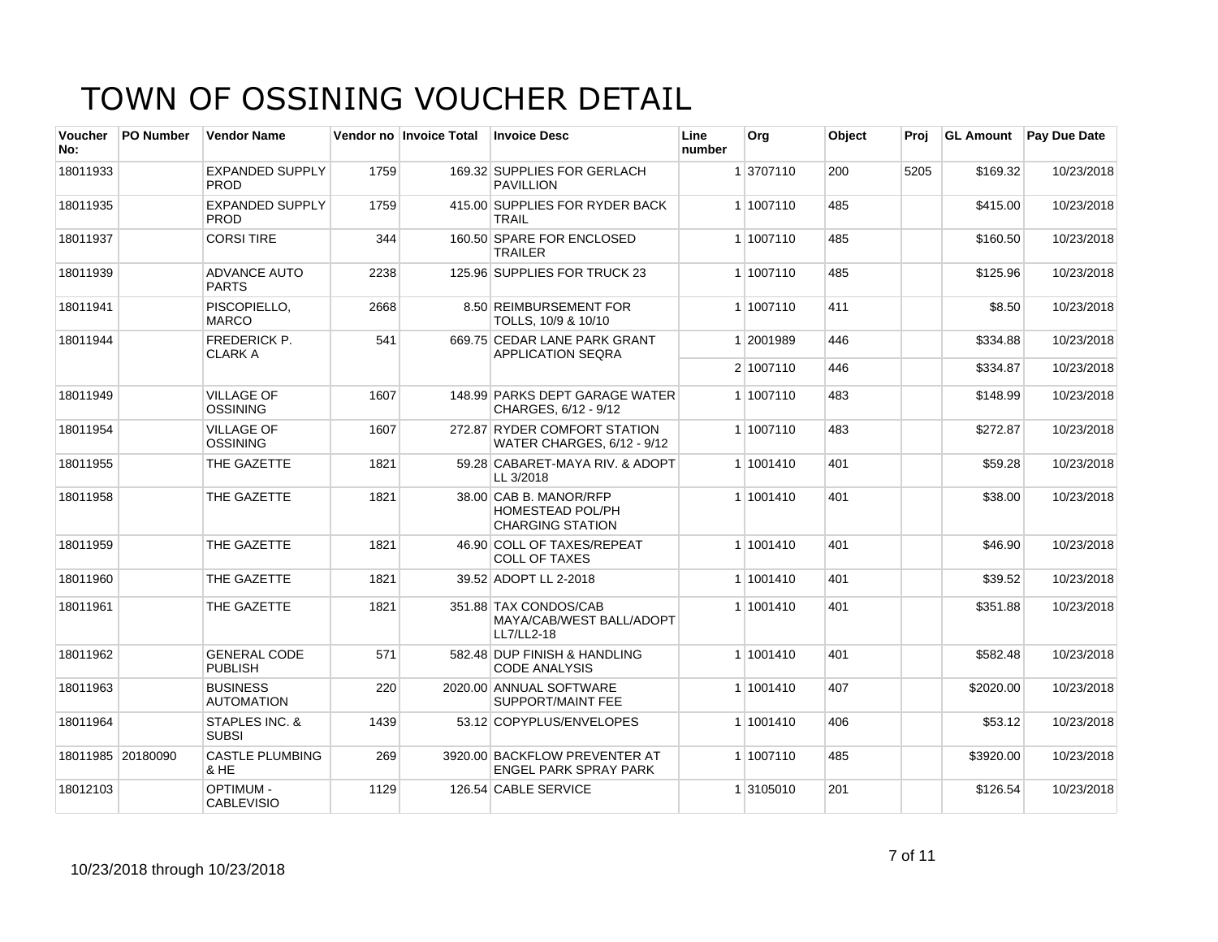# TOWN OF OSSINING VOUCHER DETAIL

| Voucher No: | PO Number | Vendor Name | Vendor no | Invoice Total | Invoice Desc | Line number | Org | Object | Proj | GL Amount | Pay Due Date |
|---|---|---|---|---|---|---|---|---|---|---|---|
| 18011933 | | EXPANDED SUPPLY PROD | 1759 | 169.32 | SUPPLIES FOR GERLACH PAVILLION | 1 | 3707110 | 200 | 5205 | $169.32 | 10/23/2018 |
| 18011935 | | EXPANDED SUPPLY PROD | 1759 | 415.00 | SUPPLIES FOR RYDER BACK TRAIL | 1 | 1007110 | 485 | | $415.00 | 10/23/2018 |
| 18011937 | | CORSI TIRE | 344 | 160.50 | SPARE FOR ENCLOSED TRAILER | 1 | 1007110 | 485 | | $160.50 | 10/23/2018 |
| 18011939 | | ADVANCE AUTO PARTS | 2238 | 125.96 | SUPPLIES FOR TRUCK 23 | 1 | 1007110 | 485 | | $125.96 | 10/23/2018 |
| 18011941 | | PISCOPIELLO, MARCO | 2668 | 8.50 | REIMBURSEMENT FOR TOLLS, 10/9 & 10/10 | 1 | 1007110 | 411 | | $8.50 | 10/23/2018 |
| 18011944 | | FREDERICK P. CLARK A | 541 | 669.75 | CEDAR LANE PARK GRANT APPLICATION SEQRA | 1 | 2001989 | 446 | | $334.88 | 10/23/2018 |
| | | | | | | 2 | 1007110 | 446 | | $334.87 | 10/23/2018 |
| 18011949 | | VILLAGE OF OSSINING | 1607 | 148.99 | PARKS DEPT GARAGE WATER CHARGES, 6/12 - 9/12 | 1 | 1007110 | 483 | | $148.99 | 10/23/2018 |
| 18011954 | | VILLAGE OF OSSINING | 1607 | 272.87 | RYDER COMFORT STATION WATER CHARGES, 6/12 - 9/12 | 1 | 1007110 | 483 | | $272.87 | 10/23/2018 |
| 18011955 | | THE GAZETTE | 1821 | 59.28 | CABARET-MAYA RIV. & ADOPT LL 3/2018 | 1 | 1001410 | 401 | | $59.28 | 10/23/2018 |
| 18011958 | | THE GAZETTE | 1821 | 38.00 | CAB B. MANOR/RFP HOMESTEAD POL/PH CHARGING STATION | 1 | 1001410 | 401 | | $38.00 | 10/23/2018 |
| 18011959 | | THE GAZETTE | 1821 | 46.90 | COLL OF TAXES/REPEAT COLL OF TAXES | 1 | 1001410 | 401 | | $46.90 | 10/23/2018 |
| 18011960 | | THE GAZETTE | 1821 | 39.52 | ADOPT LL 2-2018 | 1 | 1001410 | 401 | | $39.52 | 10/23/2018 |
| 18011961 | | THE GAZETTE | 1821 | 351.88 | TAX CONDOS/CAB MAYA/CAB/WEST BALL/ADOPT LL7/LL2-18 | 1 | 1001410 | 401 | | $351.88 | 10/23/2018 |
| 18011962 | | GENERAL CODE PUBLISH | 571 | 582.48 | DUP FINISH & HANDLING CODE ANALYSIS | 1 | 1001410 | 401 | | $582.48 | 10/23/2018 |
| 18011963 | | BUSINESS AUTOMATION | 220 | 2020.00 | ANNUAL SOFTWARE SUPPORT/MAINT FEE | 1 | 1001410 | 407 | | $2020.00 | 10/23/2018 |
| 18011964 | | STAPLES INC. & SUBSI | 1439 | 53.12 | COPYPLUS/ENVELOPES | 1 | 1001410 | 406 | | $53.12 | 10/23/2018 |
| 18011985 | 20180090 | CASTLE PLUMBING & HE | 269 | 3920.00 | BACKFLOW PREVENTER AT ENGEL PARK SPRAY PARK | 1 | 1007110 | 485 | | $3920.00 | 10/23/2018 |
| 18012103 | | OPTIMUM - CABLEVISIO | 1129 | 126.54 | CABLE SERVICE | 1 | 3105010 | 201 | | $126.54 | 10/23/2018 |

10/23/2018 through 10/23/2018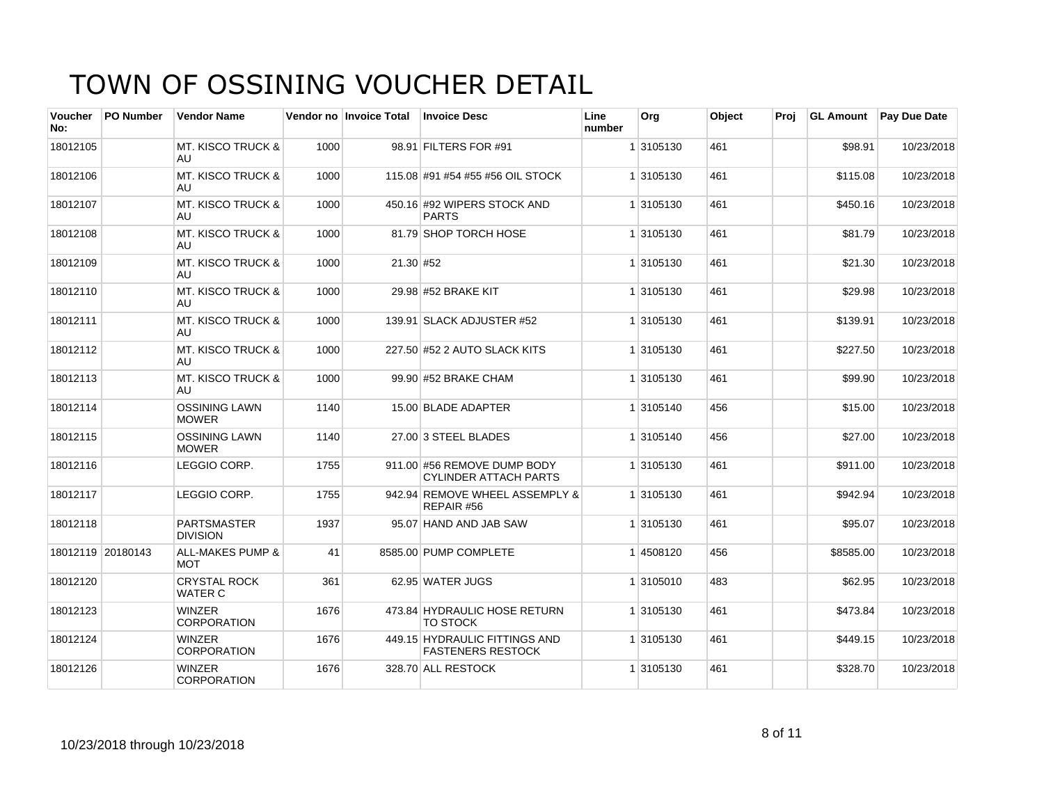# TOWN OF OSSINING VOUCHER DETAIL

| Voucher No: | PO Number | Vendor Name | Vendor no | Invoice Total | Invoice Desc | Line number | Org | Object | Proj | GL Amount | Pay Due Date |
|---|---|---|---|---|---|---|---|---|---|---|---|
| 18012105 | | MT. KISCO TRUCK & AU | 1000 | 98.91 | FILTERS FOR #91 | 1 | 3105130 | 461 | | $98.91 | 10/23/2018 |
| 18012106 | | MT. KISCO TRUCK & AU | 1000 | 115.08 | #91 #54 #55 #56 OIL STOCK | 1 | 3105130 | 461 | | $115.08 | 10/23/2018 |
| 18012107 | | MT. KISCO TRUCK & AU | 1000 | 450.16 | #92 WIPERS STOCK AND PARTS | 1 | 3105130 | 461 | | $450.16 | 10/23/2018 |
| 18012108 | | MT. KISCO TRUCK & AU | 1000 | 81.79 | SHOP TORCH HOSE | 1 | 3105130 | 461 | | $81.79 | 10/23/2018 |
| 18012109 | | MT. KISCO TRUCK & AU | 1000 | 21.30 | #52 | 1 | 3105130 | 461 | | $21.30 | 10/23/2018 |
| 18012110 | | MT. KISCO TRUCK & AU | 1000 | 29.98 | #52 BRAKE KIT | 1 | 3105130 | 461 | | $29.98 | 10/23/2018 |
| 18012111 | | MT. KISCO TRUCK & AU | 1000 | 139.91 | SLACK ADJUSTER #52 | 1 | 3105130 | 461 | | $139.91 | 10/23/2018 |
| 18012112 | | MT. KISCO TRUCK & AU | 1000 | 227.50 | #52 2 AUTO SLACK KITS | 1 | 3105130 | 461 | | $227.50 | 10/23/2018 |
| 18012113 | | MT. KISCO TRUCK & AU | 1000 | 99.90 | #52 BRAKE CHAM | 1 | 3105130 | 461 | | $99.90 | 10/23/2018 |
| 18012114 | | OSSINING LAWN MOWER | 1140 | 15.00 | BLADE ADAPTER | 1 | 3105140 | 456 | | $15.00 | 10/23/2018 |
| 18012115 | | OSSINING LAWN MOWER | 1140 | 27.00 | 3 STEEL BLADES | 1 | 3105140 | 456 | | $27.00 | 10/23/2018 |
| 18012116 | | LEGGIO CORP. | 1755 | 911.00 | #56 REMOVE DUMP BODY CYLINDER ATTACH PARTS | 1 | 3105130 | 461 | | $911.00 | 10/23/2018 |
| 18012117 | | LEGGIO CORP. | 1755 | 942.94 | REMOVE WHEEL ASSEMPLY & REPAIR #56 | 1 | 3105130 | 461 | | $942.94 | 10/23/2018 |
| 18012118 | | PARTSMASTER DIVISION | 1937 | 95.07 | HAND AND JAB SAW | 1 | 3105130 | 461 | | $95.07 | 10/23/2018 |
| 18012119 | 20180143 | ALL-MAKES PUMP & MOT | 41 | 8585.00 | PUMP COMPLETE | 1 | 4508120 | 456 | | $8585.00 | 10/23/2018 |
| 18012120 | | CRYSTAL ROCK WATER C | 361 | 62.95 | WATER JUGS | 1 | 3105010 | 483 | | $62.95 | 10/23/2018 |
| 18012123 | | WINZER CORPORATION | 1676 | 473.84 | HYDRAULIC HOSE RETURN TO STOCK | 1 | 3105130 | 461 | | $473.84 | 10/23/2018 |
| 18012124 | | WINZER CORPORATION | 1676 | 449.15 | HYDRAULIC FITTINGS AND FASTENERS RESTOCK | 1 | 3105130 | 461 | | $449.15 | 10/23/2018 |
| 18012126 | | WINZER CORPORATION | 1676 | 328.70 | ALL RESTOCK | 1 | 3105130 | 461 | | $328.70 | 10/23/2018 |

10/23/2018 through 10/23/2018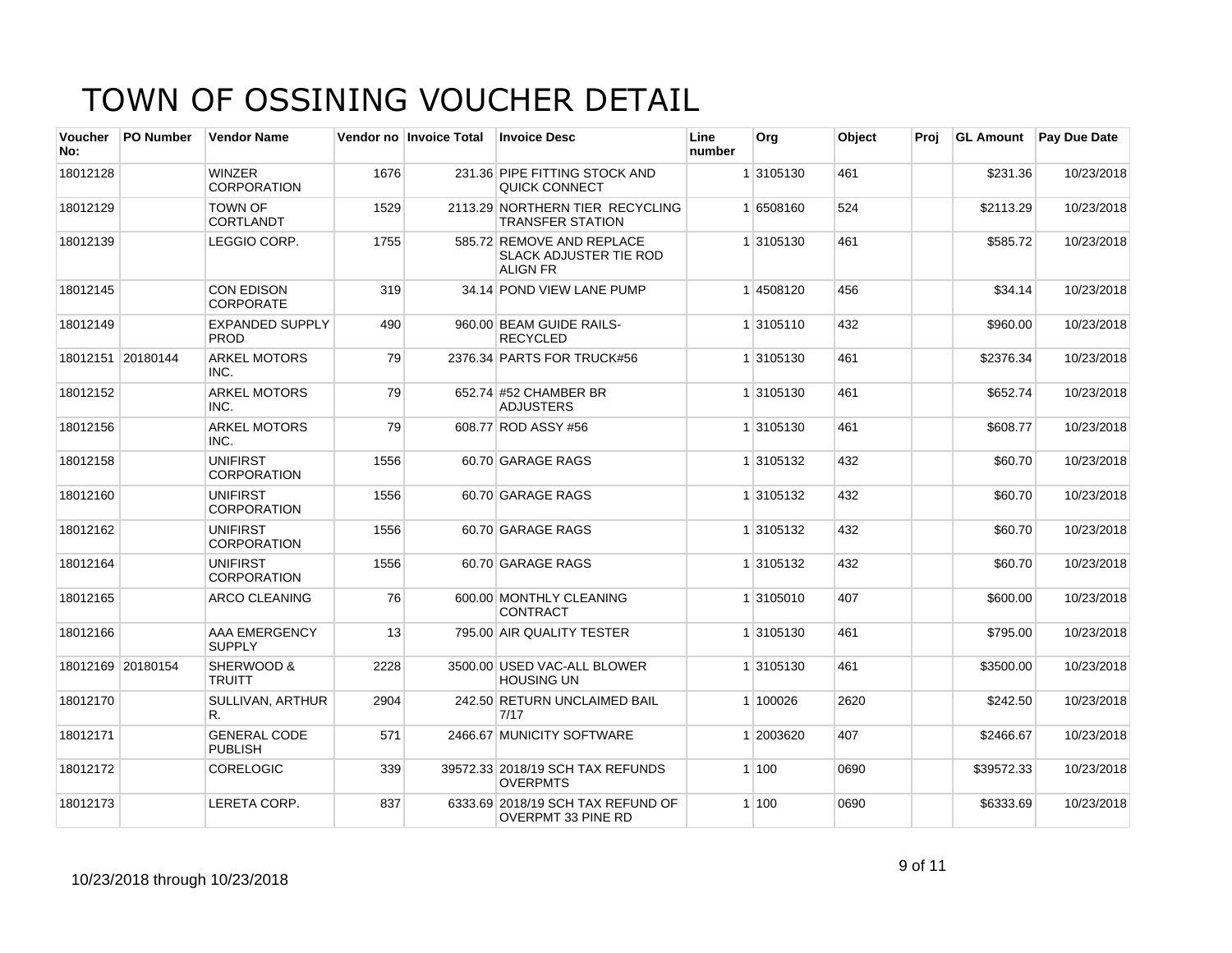# TOWN OF OSSINING VOUCHER DETAIL

| Voucher No: | PO Number | Vendor Name | Vendor no | Invoice Total | Invoice Desc | Line number | Org | Object | Proj | GL Amount | Pay Due Date |
|---|---|---|---|---|---|---|---|---|---|---|---|
| 18012128 | | WINZER CORPORATION | 1676 | 231.36 | PIPE FITTING STOCK AND QUICK CONNECT | 1 | 3105130 | 461 | | $231.36 | 10/23/2018 |
| 18012129 | | TOWN OF CORTLANDT | 1529 | 2113.29 | NORTHERN TIER RECYCLING TRANSFER STATION | 1 | 6508160 | 524 | | $2113.29 | 10/23/2018 |
| 18012139 | | LEGGIO CORP. | 1755 | 585.72 | REMOVE AND REPLACE SLACK ADJUSTER TIE ROD ALIGN FR | 1 | 3105130 | 461 | | $585.72 | 10/23/2018 |
| 18012145 | | CON EDISON CORPORATE | 319 | 34.14 | POND VIEW LANE PUMP | 1 | 4508120 | 456 | | $34.14 | 10/23/2018 |
| 18012149 | | EXPANDED SUPPLY PROD | 490 | 960.00 | BEAM GUIDE RAILS-RECYCLED | 1 | 3105110 | 432 | | $960.00 | 10/23/2018 |
| 18012151 | 20180144 | ARKEL MOTORS INC. | 79 | 2376.34 | PARTS FOR TRUCK#56 | 1 | 3105130 | 461 | | $2376.34 | 10/23/2018 |
| 18012152 | | ARKEL MOTORS INC. | 79 | 652.74 | #52 CHAMBER BR ADJUSTERS | 1 | 3105130 | 461 | | $652.74 | 10/23/2018 |
| 18012156 | | ARKEL MOTORS INC. | 79 | 608.77 | ROD ASSY #56 | 1 | 3105130 | 461 | | $608.77 | 10/23/2018 |
| 18012158 | | UNIFIRST CORPORATION | 1556 | 60.70 | GARAGE RAGS | 1 | 3105132 | 432 | | $60.70 | 10/23/2018 |
| 18012160 | | UNIFIRST CORPORATION | 1556 | 60.70 | GARAGE RAGS | 1 | 3105132 | 432 | | $60.70 | 10/23/2018 |
| 18012162 | | UNIFIRST CORPORATION | 1556 | 60.70 | GARAGE RAGS | 1 | 3105132 | 432 | | $60.70 | 10/23/2018 |
| 18012164 | | UNIFIRST CORPORATION | 1556 | 60.70 | GARAGE RAGS | 1 | 3105132 | 432 | | $60.70 | 10/23/2018 |
| 18012165 | | ARCO CLEANING | 76 | 600.00 | MONTHLY CLEANING CONTRACT | 1 | 3105010 | 407 | | $600.00 | 10/23/2018 |
| 18012166 | | AAA EMERGENCY SUPPLY | 13 | 795.00 | AIR QUALITY TESTER | 1 | 3105130 | 461 | | $795.00 | 10/23/2018 |
| 18012169 | 20180154 | SHERWOOD & TRUITT | 2228 | 3500.00 | USED VAC-ALL BLOWER HOUSING UN | 1 | 3105130 | 461 | | $3500.00 | 10/23/2018 |
| 18012170 | | SULLIVAN, ARTHUR R. | 2904 | 242.50 | RETURN UNCLAIMED BAIL 7/17 | 1 | 100026 | 2620 | | $242.50 | 10/23/2018 |
| 18012171 | | GENERAL CODE PUBLISH | 571 | 2466.67 | MUNICITY SOFTWARE | 1 | 2003620 | 407 | | $2466.67 | 10/23/2018 |
| 18012172 | | CORELOGIC | 339 | 39572.33 | 2018/19 SCH TAX REFUNDS OVERPMTS | 1 | 100 | 0690 | | $39572.33 | 10/23/2018 |
| 18012173 | | LERETA CORP. | 837 | 6333.69 | 2018/19 SCH TAX REFUND OF OVERPMT 33 PINE RD | 1 | 100 | 0690 | | $6333.69 | 10/23/2018 |

10/23/2018 through 10/23/2018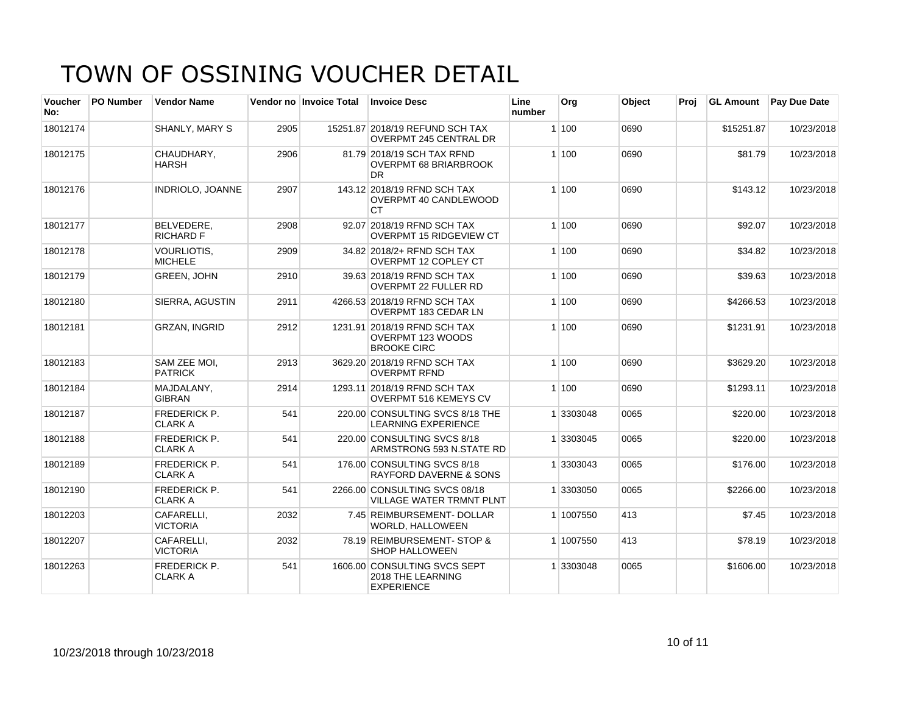# TOWN OF OSSINING VOUCHER DETAIL

| Voucher No: | PO Number | Vendor Name | Vendor no | Invoice Total | Invoice Desc | Line number | Org | Object | Proj | GL Amount | Pay Due Date |
|---|---|---|---|---|---|---|---|---|---|---|---|
| 18012174 | | SHANLY, MARY S | 2905 | 15251.87 | 2018/19 REFUND SCH TAX OVERPMT 245 CENTRAL DR | 1 | 100 | 0690 | | $15251.87 | 10/23/2018 |
| 18012175 | | CHAUDHARY, HARSH | 2906 | 81.79 | 2018/19 SCH TAX RFND OVERPMT 68 BRIARBROOK DR | 1 | 100 | 0690 | | $81.79 | 10/23/2018 |
| 18012176 | | INDRIOLO, JOANNE | 2907 | 143.12 | 2018/19 RFND SCH TAX OVERPMT 40 CANDLEWOOD CT | 1 | 100 | 0690 | | $143.12 | 10/23/2018 |
| 18012177 | | BELVEDERE, RICHARD F | 2908 | 92.07 | 2018/19 RFND SCH TAX OVERPMT 15 RIDGEVIEW CT | 1 | 100 | 0690 | | $92.07 | 10/23/2018 |
| 18012178 | | VOURLIOTIS, MICHELE | 2909 | 34.82 | 2018/2+ RFND SCH TAX OVERPMT 12 COPLEY CT | 1 | 100 | 0690 | | $34.82 | 10/23/2018 |
| 18012179 | | GREEN, JOHN | 2910 | 39.63 | 2018/19 RFND SCH TAX OVERPMT 22 FULLER RD | 1 | 100 | 0690 | | $39.63 | 10/23/2018 |
| 18012180 | | SIERRA, AGUSTIN | 2911 | 4266.53 | 2018/19 RFND SCH TAX OVERPMT 183 CEDAR LN | 1 | 100 | 0690 | | $4266.53 | 10/23/2018 |
| 18012181 | | GRZAN, INGRID | 2912 | 1231.91 | 2018/19 RFND SCH TAX OVERPMT 123 WOODS BROOKE CIRC | 1 | 100 | 0690 | | $1231.91 | 10/23/2018 |
| 18012183 | | SAM ZEE MOI, PATRICK | 2913 | 3629.20 | 2018/19 RFND SCH TAX OVERPMT RFND | 1 | 100 | 0690 | | $3629.20 | 10/23/2018 |
| 18012184 | | MAJDALANY, GIBRAN | 2914 | 1293.11 | 2018/19 RFND SCH TAX OVERPMT 516 KEMEYS CV | 1 | 100 | 0690 | | $1293.11 | 10/23/2018 |
| 18012187 | | FREDERICK P. CLARK A | 541 | 220.00 | CONSULTING SVCS 8/18 THE LEARNING EXPERIENCE | 1 | 3303048 | 0065 | | $220.00 | 10/23/2018 |
| 18012188 | | FREDERICK P. CLARK A | 541 | 220.00 | CONSULTING SVCS 8/18 ARMSTRONG 593 N.STATE RD | 1 | 3303045 | 0065 | | $220.00 | 10/23/2018 |
| 18012189 | | FREDERICK P. CLARK A | 541 | 176.00 | CONSULTING SVCS 8/18 RAYFORD DAVERNE & SONS | 1 | 3303043 | 0065 | | $176.00 | 10/23/2018 |
| 18012190 | | FREDERICK P. CLARK A | 541 | 2266.00 | CONSULTING SVCS 08/18 VILLAGE WATER TRMNT PLNT | 1 | 3303050 | 0065 | | $2266.00 | 10/23/2018 |
| 18012203 | | CAFARELLI, VICTORIA | 2032 | 7.45 | REIMBURSEMENT- DOLLAR WORLD, HALLOWEEN | 1 | 1007550 | 413 | | $7.45 | 10/23/2018 |
| 18012207 | | CAFARELLI, VICTORIA | 2032 | 78.19 | REIMBURSEMENT- STOP & SHOP HALLOWEEN | 1 | 1007550 | 413 | | $78.19 | 10/23/2018 |
| 18012263 | | FREDERICK P. CLARK A | 541 | 1606.00 | CONSULTING SVCS SEPT 2018 THE LEARNING EXPERIENCE | 1 | 3303048 | 0065 | | $1606.00 | 10/23/2018 |

10/23/2018 through 10/23/2018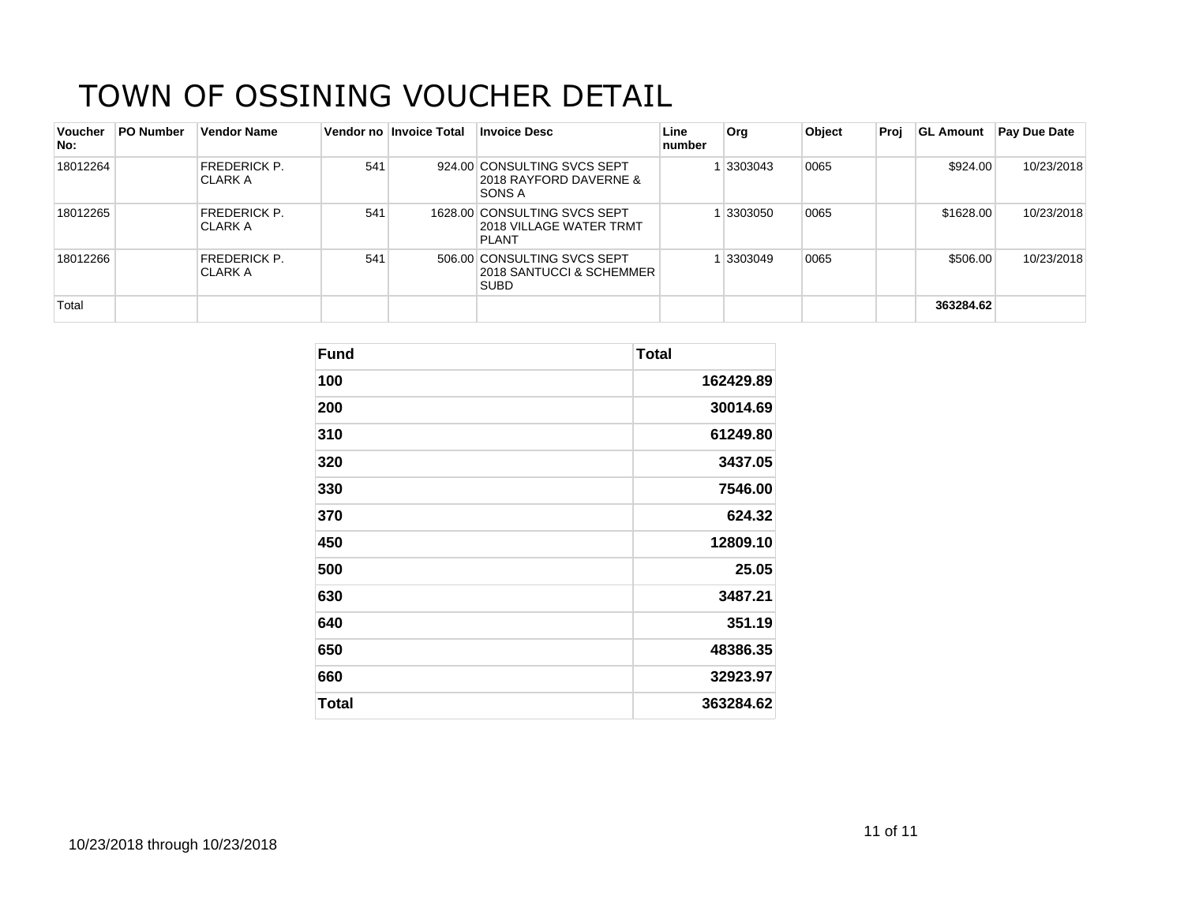# TOWN OF OSSINING VOUCHER DETAIL

| Voucher No: | PO Number | Vendor Name | Vendor no | Invoice Total | Invoice Desc | Line number | Org | Object | Proj | GL Amount | Pay Due Date |
|---|---|---|---|---|---|---|---|---|---|---|---|
| 18012264 | | FREDERICK P. CLARK A | 541 | 924.00 | CONSULTING SVCS SEPT 2018 RAYFORD DAVERNE & SONS A | 1 | 3303043 | 0065 | | $924.00 | 10/23/2018 |
| 18012265 | | FREDERICK P. CLARK A | 541 | 1628.00 | CONSULTING SVCS SEPT 2018 VILLAGE WATER TRMT PLANT | 1 | 3303050 | 0065 | | $1628.00 | 10/23/2018 |
| 18012266 | | FREDERICK P. CLARK A | 541 | 506.00 | CONSULTING SVCS SEPT 2018 SANTUCCI & SCHEMMER SUBD | 1 | 3303049 | 0065 | | $506.00 | 10/23/2018 |
| Total | | | | | | | | | | **363284.62** | |

| Fund | Total |
|---|---|
| **100** | **162429.89** |
| **200** | **30014.69** |
| **310** | **61249.80** |
| **320** | **3437.05** |
| **330** | **7546.00** |
| **370** | **624.32** |
| **450** | **12809.10** |
| **500** | **25.05** |
| **630** | **3487.21** |
| **640** | **351.19** |
| **650** | **48386.35** |
| **660** | **32923.97** |
| **Total** | **363284.62** |

10/23/2018 through 10/23/2018